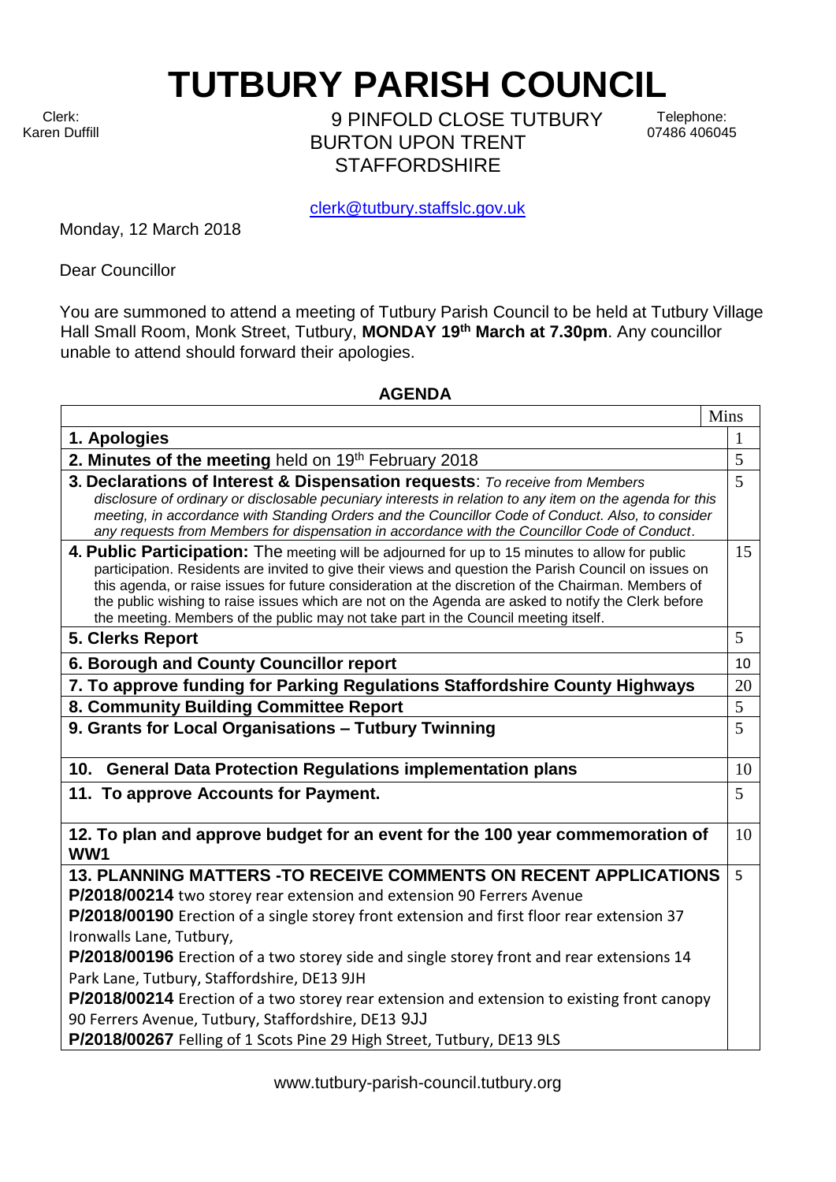# TUTBURY PARISH COUNCIL

Clerk:
Karen Duffill

9 PINFOLD CLOSE TUTBURY
BURTON UPON TRENT
STAFFORDSHIRE

Telephone:
07486 406045

clerk@tutbury.staffslc.gov.uk

Monday, 12 March 2018

Dear Councillor

You are summoned to attend a meeting of Tutbury Parish Council to be held at Tutbury Village Hall Small Room, Monk Street, Tutbury, **MONDAY 19th March at 7.30pm**. Any councillor unable to attend should forward their apologies.

## AGENDA

| | Mins |
|---|---|
| **1. Apologies** | 1 |
| **2. Minutes of the meeting** held on 19th February 2018 | 5 |
| **3. Declarations of Interest & Dispensation requests**: *To receive from Members disclosure of ordinary or disclosable pecuniary interests in relation to any item on the agenda for this meeting, in accordance with Standing Orders and the Councillor Code of Conduct. Also, to consider any requests from Members for dispensation in accordance with the Councillor Code of Conduct*. | 5 |
| **4. Public Participation:** The meeting will be adjourned for up to 15 minutes to allow for public participation. Residents are invited to give their views and question the Parish Council on issues on this agenda, or raise issues for future consideration at the discretion of the Chairman. Members of the public wishing to raise issues which are not on the Agenda are asked to notify the Clerk before the meeting. Members of the public may not take part in the Council meeting itself. | 15 |
| **5. Clerks Report** | 5 |
| **6. Borough and County Councillor report** | 10 |
| **7. To approve funding for Parking Regulations Staffordshire County Highways** | 20 |
| **8. Community Building Committee Report** | 5 |
| **9. Grants for Local Organisations – Tutbury Twinning** | 5 |
| **10. General Data Protection Regulations implementation plans** | 10 |
| **11. To approve Accounts for Payment.** | 5 |
| **12. To plan and approve budget for an event for the 100 year commemoration of WW1** | 10 |
| **13. PLANNING MATTERS -TO RECEIVE COMMENTS ON RECENT APPLICATIONS**<br>**P/2018/00214** two storey rear extension and extension 90 Ferrers Avenue<br>**P/2018/00190** Erection of a single storey front extension and first floor rear extension 37 Ironwalls Lane, Tutbury,<br>**P/2018/00196** Erection of a two storey side and single storey front and rear extensions 14 Park Lane, Tutbury, Staffordshire, DE13 9JH<br>**P/2018/00214** Erection of a two storey rear extension and extension to existing front canopy 90 Ferrers Avenue, Tutbury, Staffordshire, DE13 9JJ<br>**P/2018/00267** Felling of 1 Scots Pine 29 High Street, Tutbury, DE13 9LS | 5 |

www.tutbury-parish-council.tutbury.org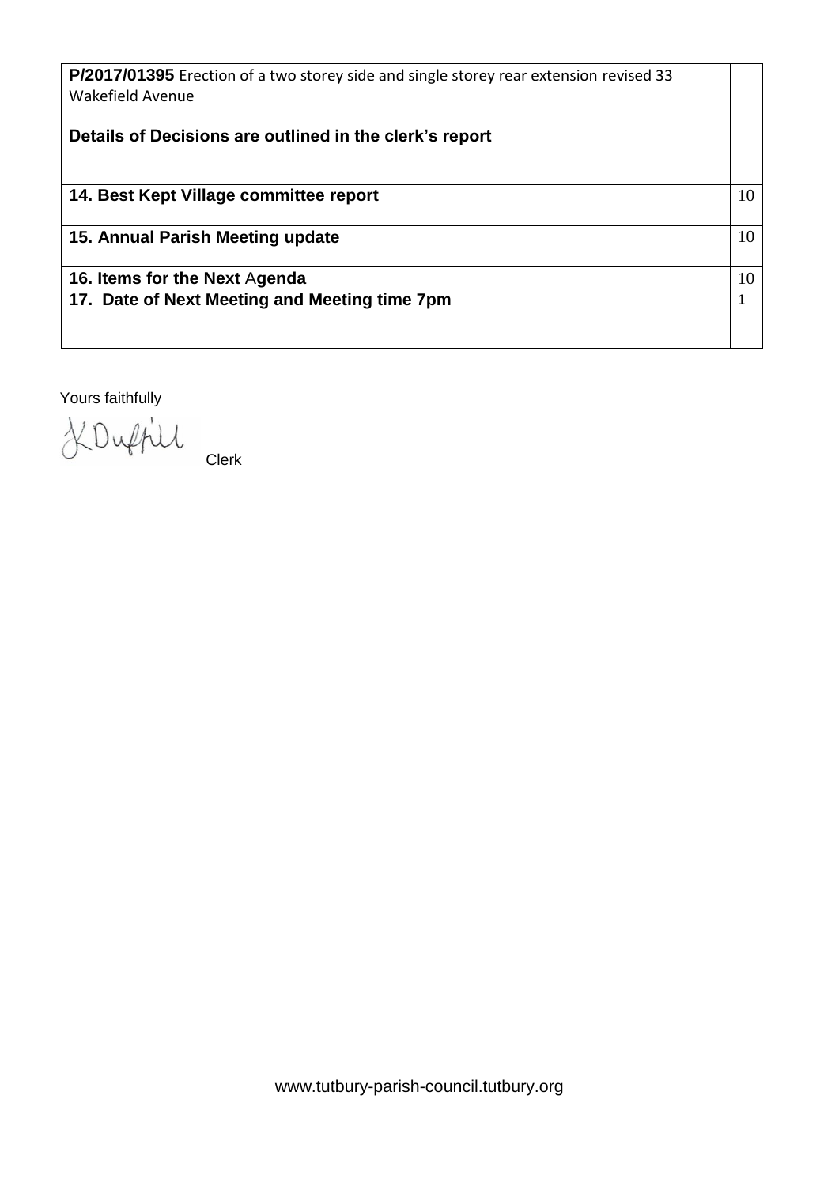| | |
|---|---|
| **P/2017/01395** Erection of a two storey side and single storey rear extension revised 33 Wakefield Avenue<br><br>**Details of Decisions are outlined in the clerk's report** | |
| **14. Best Kept Village committee report** | 10 |
| **15. Annual Parish Meeting update** | 10 |
| **16. Items for the Next Agenda** | 10 |
| **17. Date of Next Meeting and Meeting time 7pm** | 1 |

Yours faithfully

K Duffill Clerk

www.tutbury-parish-council.tutbury.org